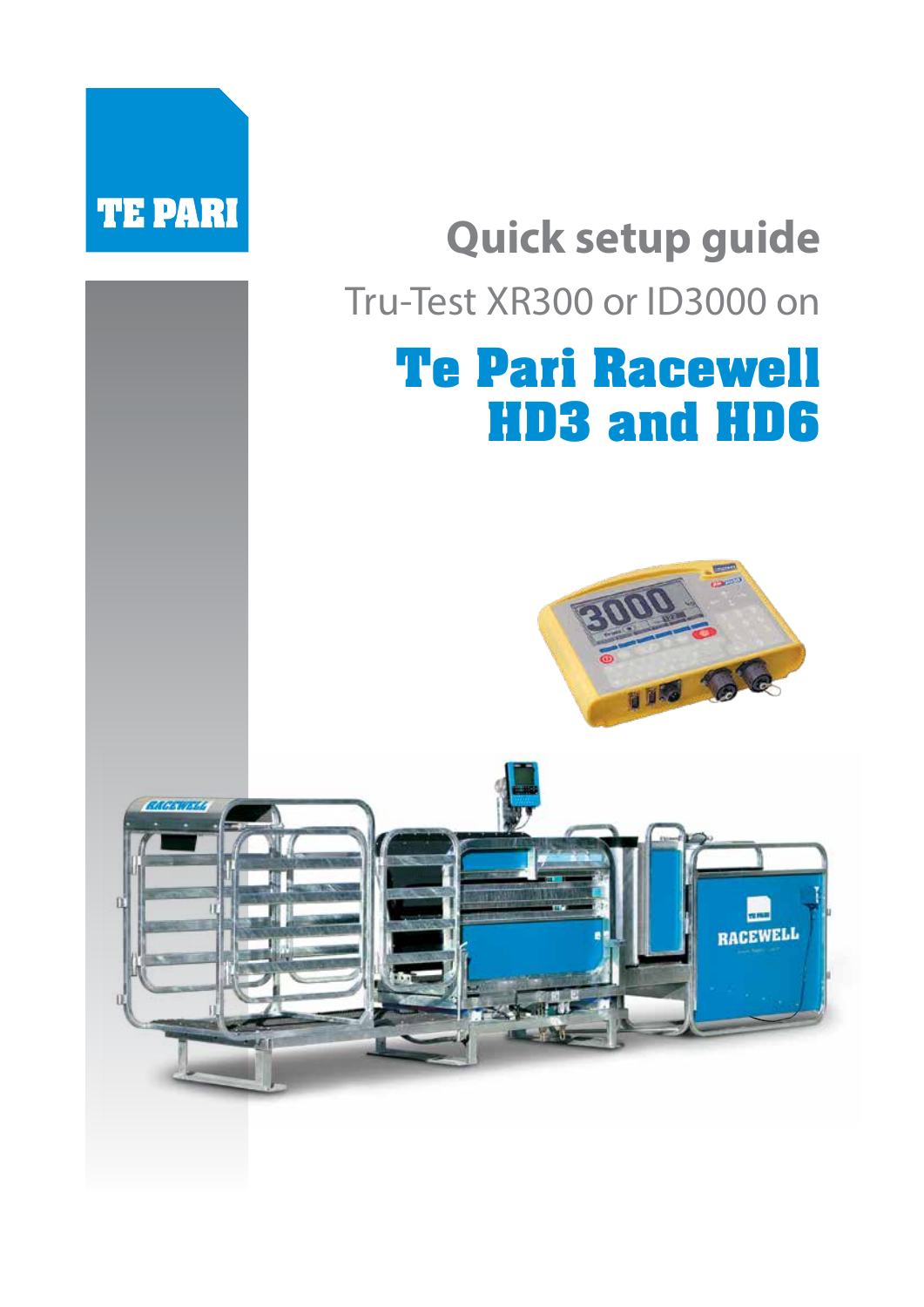TE PARI

# Quick setup guide

Tru-Test XR300 or ID3000 on

# Te Pari Racewell HD3 and HD6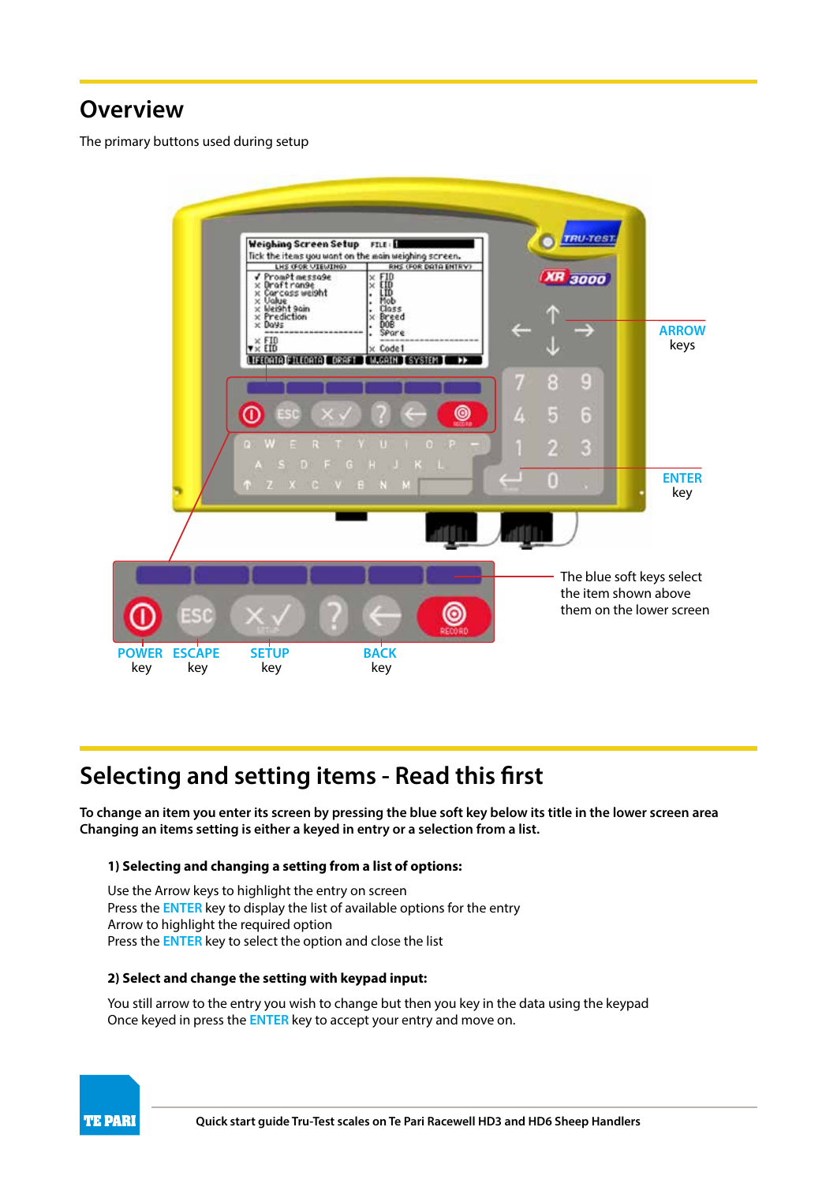## Overview

The primary buttons used during setup

ARROW keys

ENTER key

The blue soft keys select the item shown above them on the lower screen

POWER key

ESCAPE key

SETUP key

BACK key

## Selecting and setting items - Read this first

**To change an item you enter its screen by pressing the blue soft key below its title in the lower screen area**
**Changing an items setting is either a keyed in entry or a selection from a list.**

**1) Selecting and changing a setting from a list of options:**

Use the Arrow keys to highlight the entry on screen
Press the ENTER key to display the list of available options for the entry
Arrow to highlight the required option
Press the ENTER key to select the option and close the list

**2) Select and change the setting with keypad input:**

You still arrow to the entry you wish to change but then you key in the data using the keypad
Once keyed in press the ENTER key to accept your entry and move on.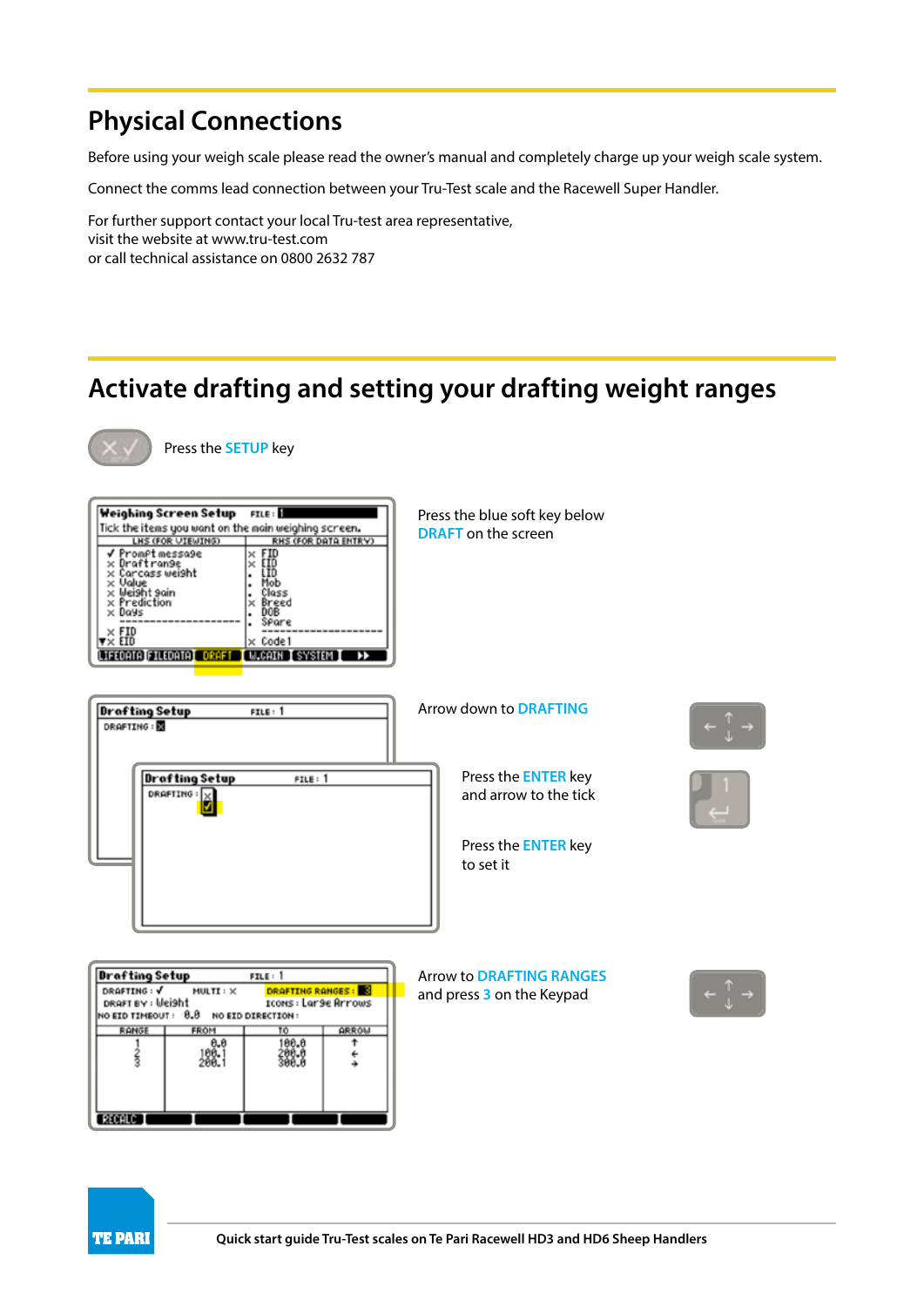# Physical Connections

Before using your weigh scale please read the owner's manual and completely charge up your weigh scale system.

Connect the comms lead connection between your Tru-Test scale and the Racewell Super Handler.

For further support contact your local Tru-test area representative,
visit the website at www.tru-test.com
or call technical assistance on 0800 2632 787

# Activate drafting and setting your drafting weight ranges

Press the SETUP key

Press the blue soft key below DRAFT on the screen

Arrow down to DRAFTING

Press the ENTER key and arrow to the tick

Press the ENTER key to set it

Arrow to DRAFTING RANGES and press 3 on the Keypad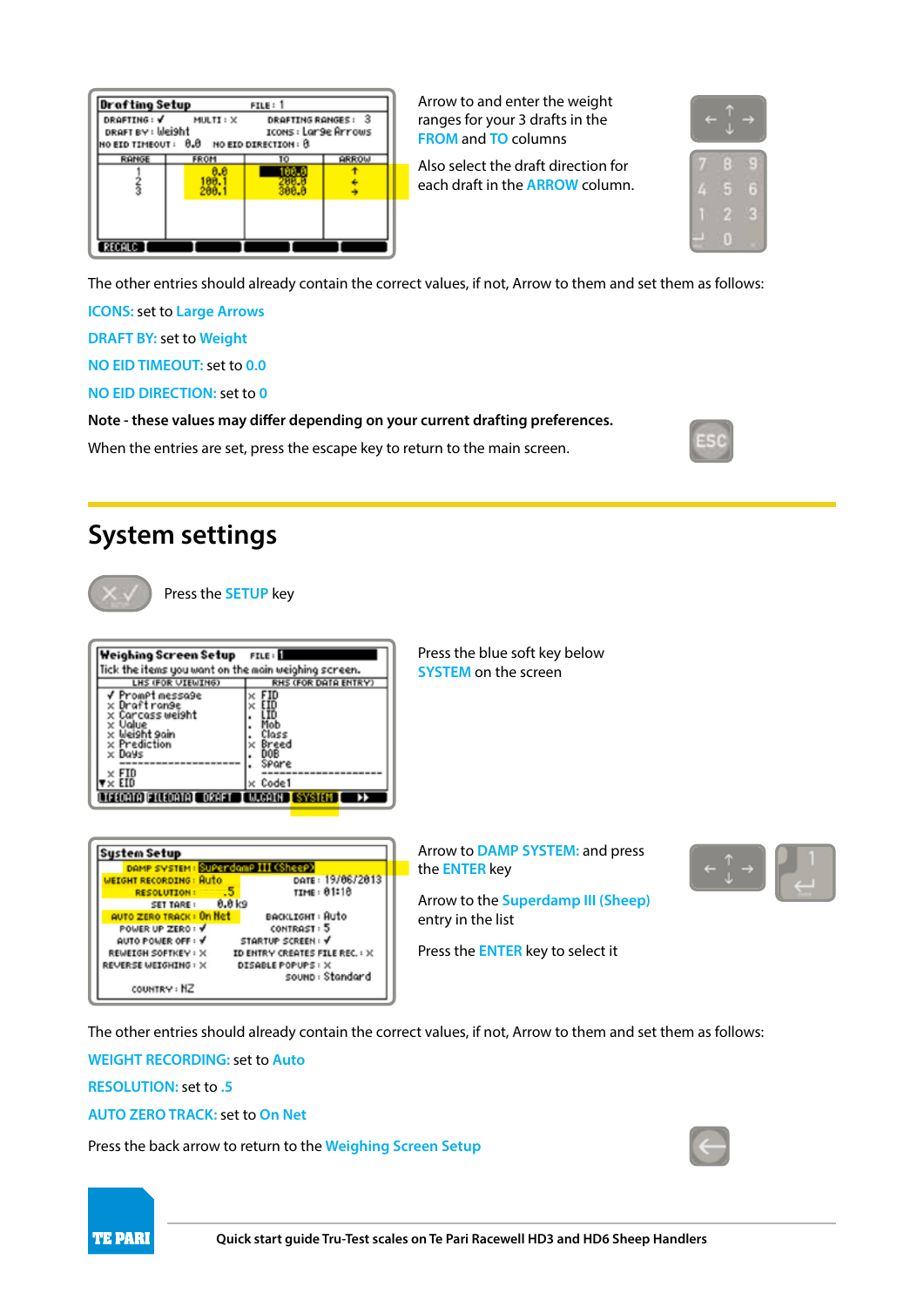Arrow to and enter the weight ranges for your 3 drafts in the FROM and TO columns

Also select the draft direction for each draft in the ARROW column.

The other entries should already contain the correct values, if not, Arrow to them and set them as follows:

ICONS: set to Large Arrows

DRAFT BY: set to Weight

NO EID TIMEOUT: set to 0.0

NO EID DIRECTION: set to 0

**Note - these values may differ depending on your current drafting preferences.**

When the entries are set, press the escape key to return to the main screen.

## System settings

Press the SETUP key

Press the blue soft key below SYSTEM on the screen

Arrow to DAMP SYSTEM: and press the ENTER key

Arrow to the Superdamp III (Sheep) entry in the list

Press the ENTER key to select it

The other entries should already contain the correct values, if not, Arrow to them and set them as follows:

WEIGHT RECORDING: set to Auto

RESOLUTION: set to .5

AUTO ZERO TRACK: set to On Net

Press the back arrow to return to the Weighing Screen Setup

Quick start guide Tru-Test scales on Te Pari Racewell HD3 and HD6 Sheep Handlers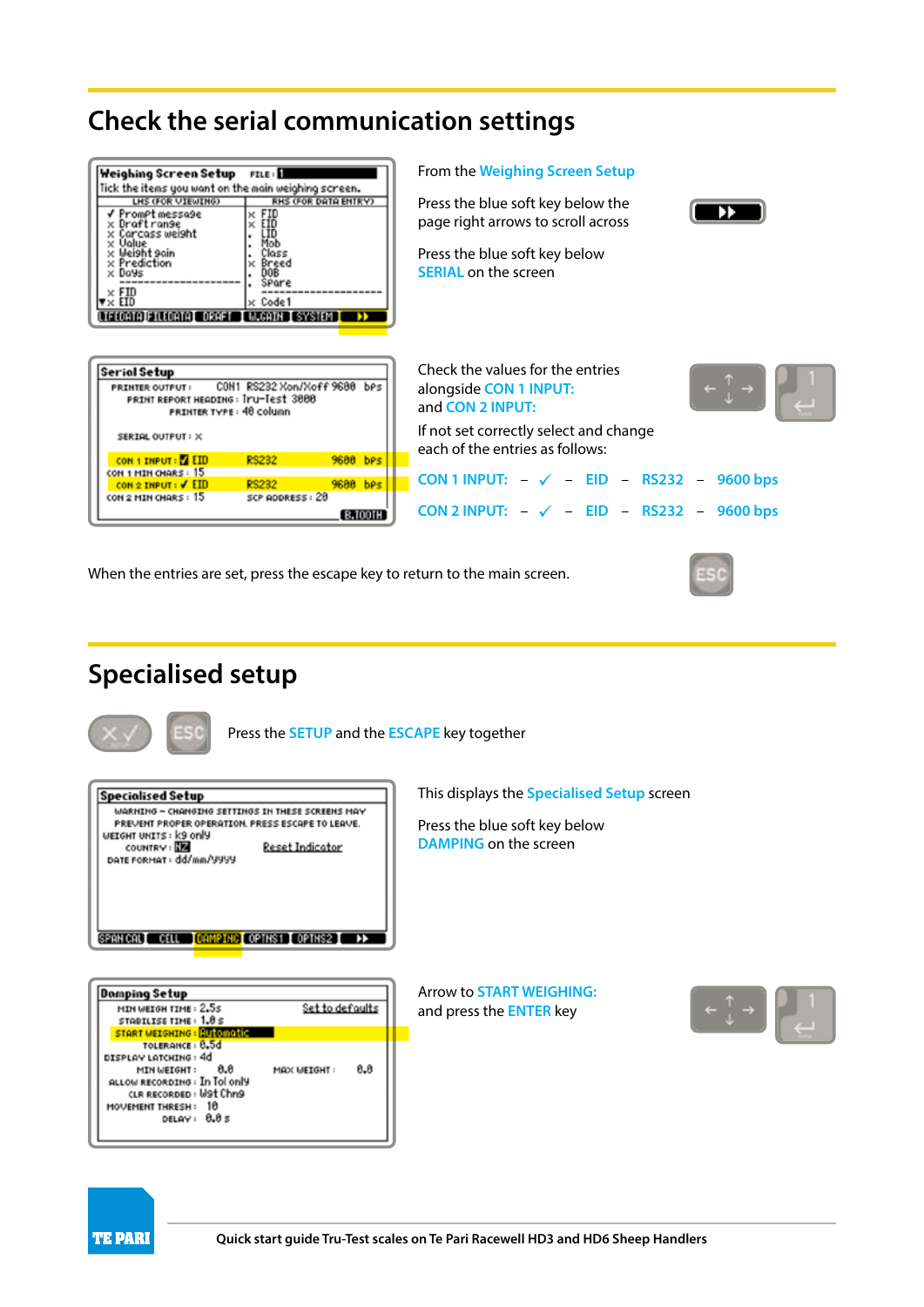## Check the serial communication settings

From the **Weighing Screen Setup**

Press the blue soft key below the page right arrows to scroll across

Press the blue soft key below **SERIAL** on the screen

Check the values for the entries alongside **CON 1 INPUT:** and **CON 2 INPUT:**

If not set correctly select and change each of the entries as follows:

**CON 1 INPUT:** – ✓ – **EID** – **RS232** – **9600 bps**

**CON 2 INPUT:** – ✓ – **EID** – **RS232** – **9600 bps**

When the entries are set, press the escape key to return to the main screen.

## Specialised setup

Press the **SETUP** and the **ESCAPE** key together

This displays the **Specialised Setup** screen

Press the blue soft key below **DAMPING** on the screen

Arrow to **START WEIGHING:** and press the **ENTER** key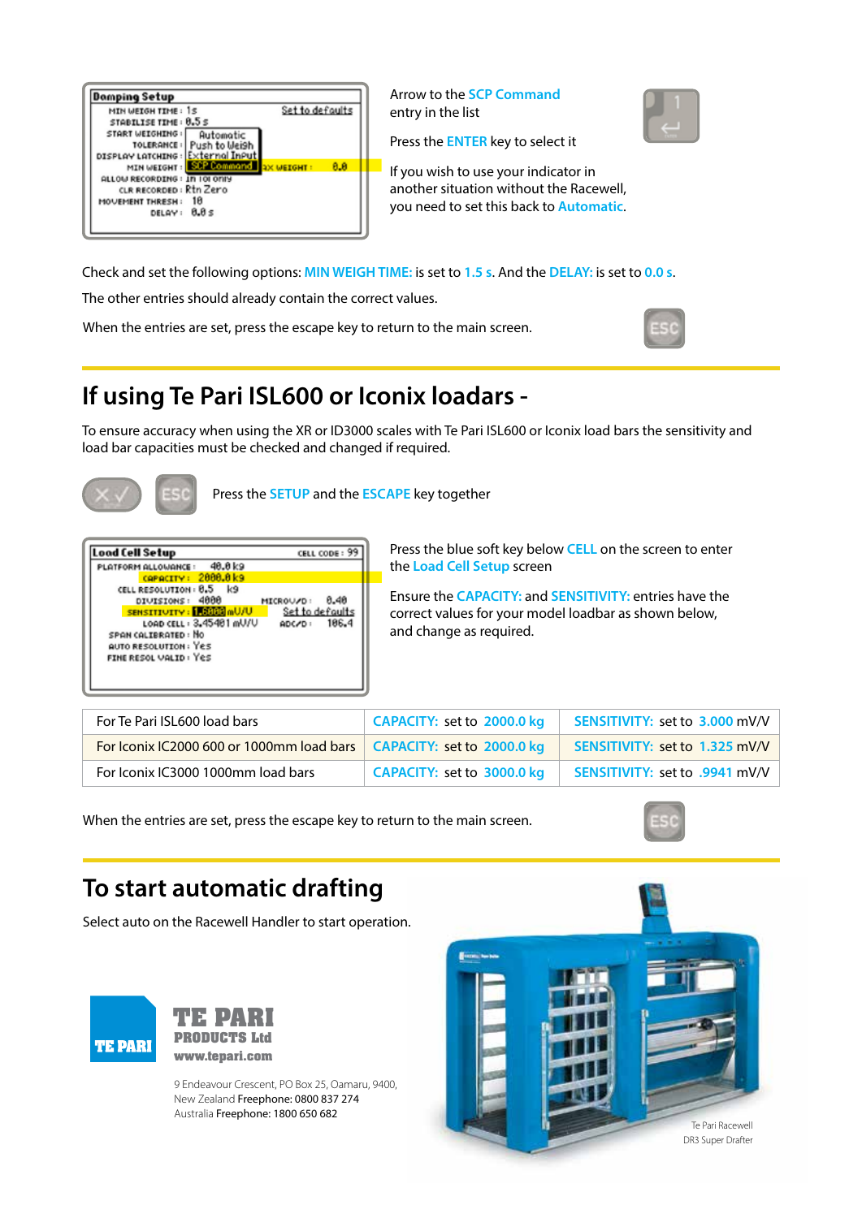Arrow to the SCP Command entry in the list

Press the ENTER key to select it

If you wish to use your indicator in another situation without the Racewell, you need to set this back to Automatic.

Check and set the following options: MIN WEIGH TIME: is set to 1.5 s. And the DELAY: is set to 0.0 s.

The other entries should already contain the correct values.

When the entries are set, press the escape key to return to the main screen.

## If using Te Pari ISL600 or Iconix loaders -

To ensure accuracy when using the XR or ID3000 scales with Te Pari ISL600 or Iconix load bars the sensitivity and load bar capacities must be checked and changed if required.

Press the SETUP and the ESCAPE key together

Press the blue soft key below CELL on the screen to enter the Load Cell Setup screen

Ensure the CAPACITY: and SENSITIVITY: entries have the correct values for your model loadbar as shown below, and change as required.

| | | |
|---|---|---|
| For Te Pari ISL600 load bars | CAPACITY: set to 2000.0 kg | SENSITIVITY: set to 3.000 mV/V |
| For Iconix IC2000 600 or 1000mm load bars | CAPACITY: set to 2000.0 kg | SENSITIVITY: set to 1.325 mV/V |
| For Iconix IC3000 1000mm load bars | CAPACITY: set to 3000.0 kg | SENSITIVITY: set to .9941 mV/V |

When the entries are set, press the escape key to return to the main screen.

## To start automatic drafting

Select auto on the Racewell Handler to start operation.

TE PARI PRODUCTS Ltd
www.tepari.com

9 Endeavour Crescent, PO Box 25, Oamaru, 9400,
New Zealand **Freephone:** 0800 837 274
Australia **Freephone:** 1800 650 682

Te Pari Racewell
DR3 Super Drafter